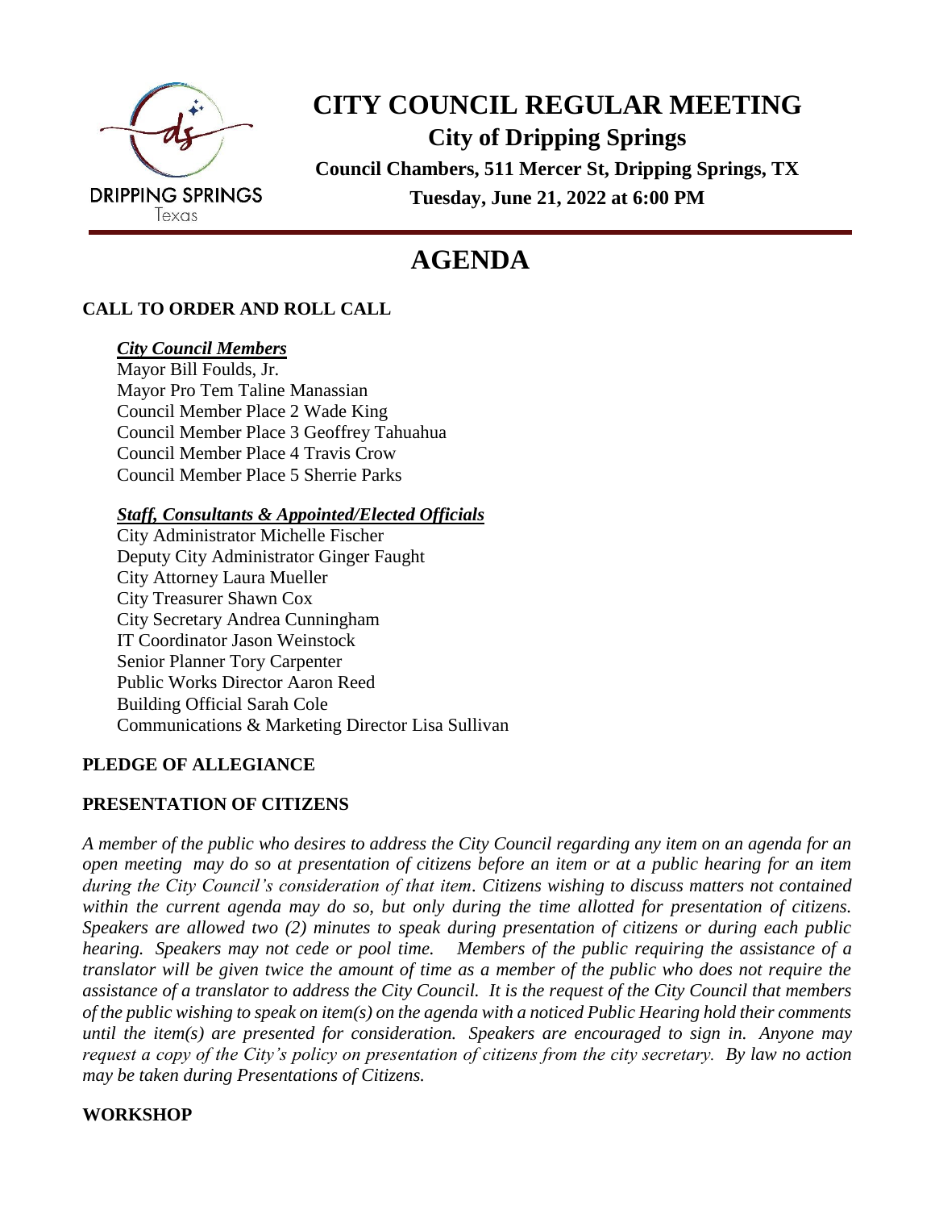# CITY COUNCIL REGULAR MEETING

**City of Dripping Springs**

**Council Chambers, 511 Mercer St, Dripping Springs, TX**

**Tuesday, June 21, 2022 at 6:00 PM**

# AGENDA

## CALL TO ORDER AND ROLL CALL

***City Council Members***

Mayor Bill Foulds, Jr.
Mayor Pro Tem Taline Manassian
Council Member Place 2 Wade King
Council Member Place 3 Geoffrey Tahuahua
Council Member Place 4 Travis Crow
Council Member Place 5 Sherrie Parks

***Staff, Consultants & Appointed/Elected Officials***

City Administrator Michelle Fischer
Deputy City Administrator Ginger Faught
City Attorney Laura Mueller
City Treasurer Shawn Cox
City Secretary Andrea Cunningham
IT Coordinator Jason Weinstock
Senior Planner Tory Carpenter
Public Works Director Aaron Reed
Building Official Sarah Cole
Communications & Marketing Director Lisa Sullivan

## PLEDGE OF ALLEGIANCE

## PRESENTATION OF CITIZENS

*A member of the public who desires to address the City Council regarding any item on an agenda for an open meeting may do so at presentation of citizens before an item or at a public hearing for an item during the City Council's consideration of that item. Citizens wishing to discuss matters not contained within the current agenda may do so, but only during the time allotted for presentation of citizens. Speakers are allowed two (2) minutes to speak during presentation of citizens or during each public hearing. Speakers may not cede or pool time. Members of the public requiring the assistance of a translator will be given twice the amount of time as a member of the public who does not require the assistance of a translator to address the City Council. It is the request of the City Council that members of the public wishing to speak on item(s) on the agenda with a noticed Public Hearing hold their comments until the item(s) are presented for consideration. Speakers are encouraged to sign in. Anyone may request a copy of the City's policy on presentation of citizens from the city secretary. By law no action may be taken during Presentations of Citizens.*

## WORKSHOP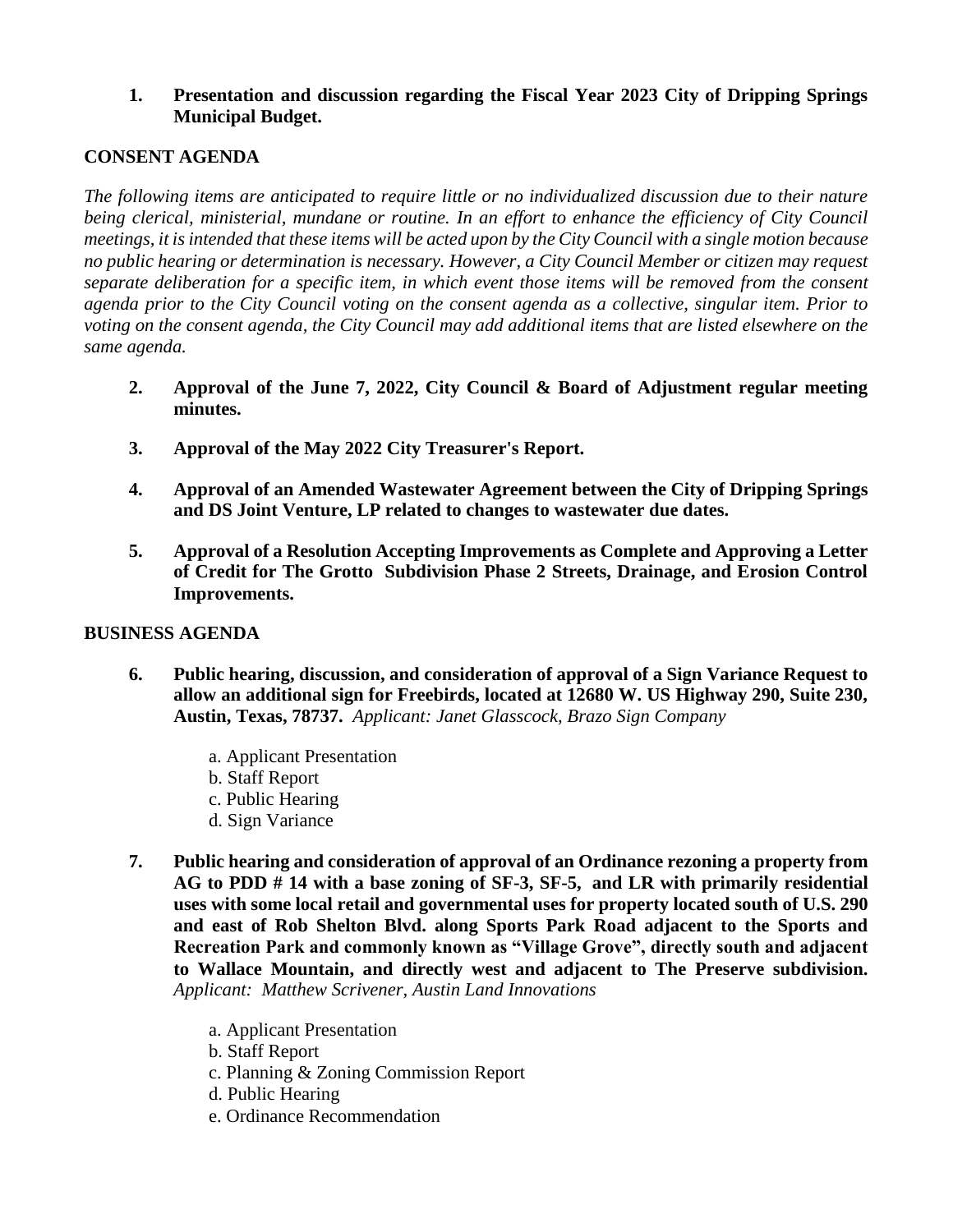**1. Presentation and discussion regarding the Fiscal Year 2023 City of Dripping Springs Municipal Budget.**

## CONSENT AGENDA

*The following items are anticipated to require little or no individualized discussion due to their nature being clerical, ministerial, mundane or routine. In an effort to enhance the efficiency of City Council meetings, it is intended that these items will be acted upon by the City Council with a single motion because no public hearing or determination is necessary. However, a City Council Member or citizen may request separate deliberation for a specific item, in which event those items will be removed from the consent agenda prior to the City Council voting on the consent agenda as a collective, singular item. Prior to voting on the consent agenda, the City Council may add additional items that are listed elsewhere on the same agenda.*

**2. Approval of the June 7, 2022, City Council & Board of Adjustment regular meeting minutes.**

**3. Approval of the May 2022 City Treasurer's Report.**

**4. Approval of an Amended Wastewater Agreement between the City of Dripping Springs and DS Joint Venture, LP related to changes to wastewater due dates.**

**5. Approval of a Resolution Accepting Improvements as Complete and Approving a Letter of Credit for The Grotto Subdivision Phase 2 Streets, Drainage, and Erosion Control Improvements.**

## BUSINESS AGENDA

**6. Public hearing, discussion, and consideration of approval of a Sign Variance Request to allow an additional sign for Freebirds, located at 12680 W. US Highway 290, Suite 230, Austin, Texas, 78737.** *Applicant: Janet Glasscock, Brazo Sign Company*

a. Applicant Presentation
b. Staff Report
c. Public Hearing
d. Sign Variance

**7. Public hearing and consideration of approval of an Ordinance rezoning a property from AG to PDD # 14 with a base zoning of SF-3, SF-5, and LR with primarily residential uses with some local retail and governmental uses for property located south of U.S. 290 and east of Rob Shelton Blvd. along Sports Park Road adjacent to the Sports and Recreation Park and commonly known as "Village Grove", directly south and adjacent to Wallace Mountain, and directly west and adjacent to The Preserve subdivision.** *Applicant: Matthew Scrivener, Austin Land Innovations*

a. Applicant Presentation
b. Staff Report
c. Planning & Zoning Commission Report
d. Public Hearing
e. Ordinance Recommendation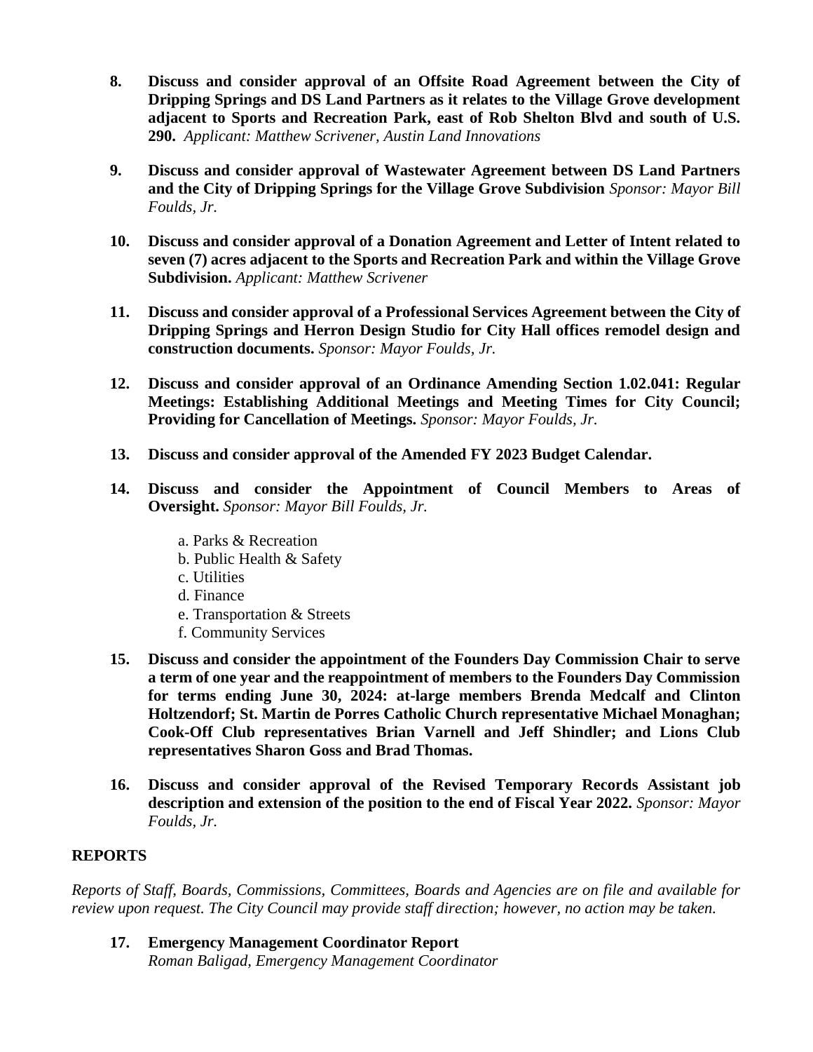8. **Discuss and consider approval of an Offsite Road Agreement between the City of Dripping Springs and DS Land Partners as it relates to the Village Grove development adjacent to Sports and Recreation Park, east of Rob Shelton Blvd and south of U.S. 290.** *Applicant: Matthew Scrivener, Austin Land Innovations*

9. **Discuss and consider approval of Wastewater Agreement between DS Land Partners and the City of Dripping Springs for the Village Grove Subdivision** *Sponsor: Mayor Bill Foulds, Jr.*

10. **Discuss and consider approval of a Donation Agreement and Letter of Intent related to seven (7) acres adjacent to the Sports and Recreation Park and within the Village Grove Subdivision.** *Applicant: Matthew Scrivener*

11. **Discuss and consider approval of a Professional Services Agreement between the City of Dripping Springs and Herron Design Studio for City Hall offices remodel design and construction documents.** *Sponsor: Mayor Foulds, Jr.*

12. **Discuss and consider approval of an Ordinance Amending Section 1.02.041: Regular Meetings: Establishing Additional Meetings and Meeting Times for City Council; Providing for Cancellation of Meetings.** *Sponsor: Mayor Foulds, Jr.*

13. **Discuss and consider approval of the Amended FY 2023 Budget Calendar.**

14. **Discuss and consider the Appointment of Council Members to Areas of Oversight.** *Sponsor: Mayor Bill Foulds, Jr.*

    a. Parks & Recreation
    b. Public Health & Safety
    c. Utilities
    d. Finance
    e. Transportation & Streets
    f. Community Services

15. **Discuss and consider the appointment of the Founders Day Commission Chair to serve a term of one year and the reappointment of members to the Founders Day Commission for terms ending June 30, 2024: at-large members Brenda Medcalf and Clinton Holtzendorf; St. Martin de Porres Catholic Church representative Michael Monaghan; Cook-Off Club representatives Brian Varnell and Jeff Shindler; and Lions Club representatives Sharon Goss and Brad Thomas.**

16. **Discuss and consider approval of the Revised Temporary Records Assistant job description and extension of the position to the end of Fiscal Year 2022.** *Sponsor: Mayor Foulds, Jr.*

## REPORTS

*Reports of Staff, Boards, Commissions, Committees, Boards and Agencies are on file and available for review upon request. The City Council may provide staff direction; however, no action may be taken.*

17. **Emergency Management Coordinator Report**
    *Roman Baligad, Emergency Management Coordinator*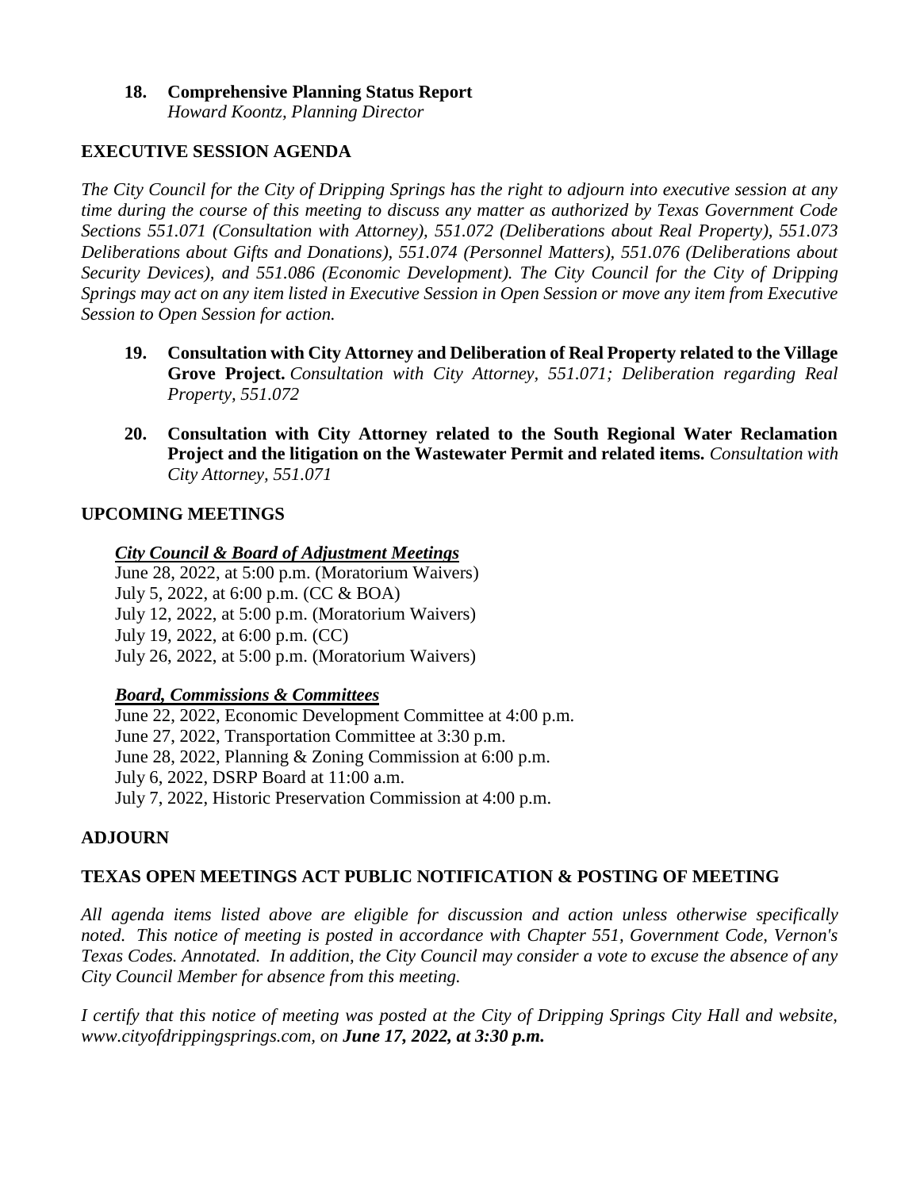**18. Comprehensive Planning Status Report**
*Howard Koontz, Planning Director*

## EXECUTIVE SESSION AGENDA

*The City Council for the City of Dripping Springs has the right to adjourn into executive session at any time during the course of this meeting to discuss any matter as authorized by Texas Government Code Sections 551.071 (Consultation with Attorney), 551.072 (Deliberations about Real Property), 551.073 Deliberations about Gifts and Donations), 551.074 (Personnel Matters), 551.076 (Deliberations about Security Devices), and 551.086 (Economic Development). The City Council for the City of Dripping Springs may act on any item listed in Executive Session in Open Session or move any item from Executive Session to Open Session for action.*

**19. Consultation with City Attorney and Deliberation of Real Property related to the Village Grove Project.** *Consultation with City Attorney, 551.071; Deliberation regarding Real Property, 551.072*

**20. Consultation with City Attorney related to the South Regional Water Reclamation Project and the litigation on the Wastewater Permit and related items.** *Consultation with City Attorney, 551.071*

## UPCOMING MEETINGS

***City Council & Board of Adjustment Meetings***

June 28, 2022, at 5:00 p.m. (Moratorium Waivers)
July 5, 2022, at 6:00 p.m. (CC & BOA)
July 12, 2022, at 5:00 p.m. (Moratorium Waivers)
July 19, 2022, at 6:00 p.m. (CC)
July 26, 2022, at 5:00 p.m. (Moratorium Waivers)

***Board, Commissions & Committees***

June 22, 2022, Economic Development Committee at 4:00 p.m.
June 27, 2022, Transportation Committee at 3:30 p.m.
June 28, 2022, Planning & Zoning Commission at 6:00 p.m.
July 6, 2022, DSRP Board at 11:00 a.m.
July 7, 2022, Historic Preservation Commission at 4:00 p.m.

## ADJOURN

## TEXAS OPEN MEETINGS ACT PUBLIC NOTIFICATION & POSTING OF MEETING

*All agenda items listed above are eligible for discussion and action unless otherwise specifically noted. This notice of meeting is posted in accordance with Chapter 551, Government Code, Vernon's Texas Codes. Annotated. In addition, the City Council may consider a vote to excuse the absence of any City Council Member for absence from this meeting.*

*I certify that this notice of meeting was posted at the City of Dripping Springs City Hall and website, www.cityofdrippingsprings.com, on* ***June 17, 2022, at 3:30 p.m.***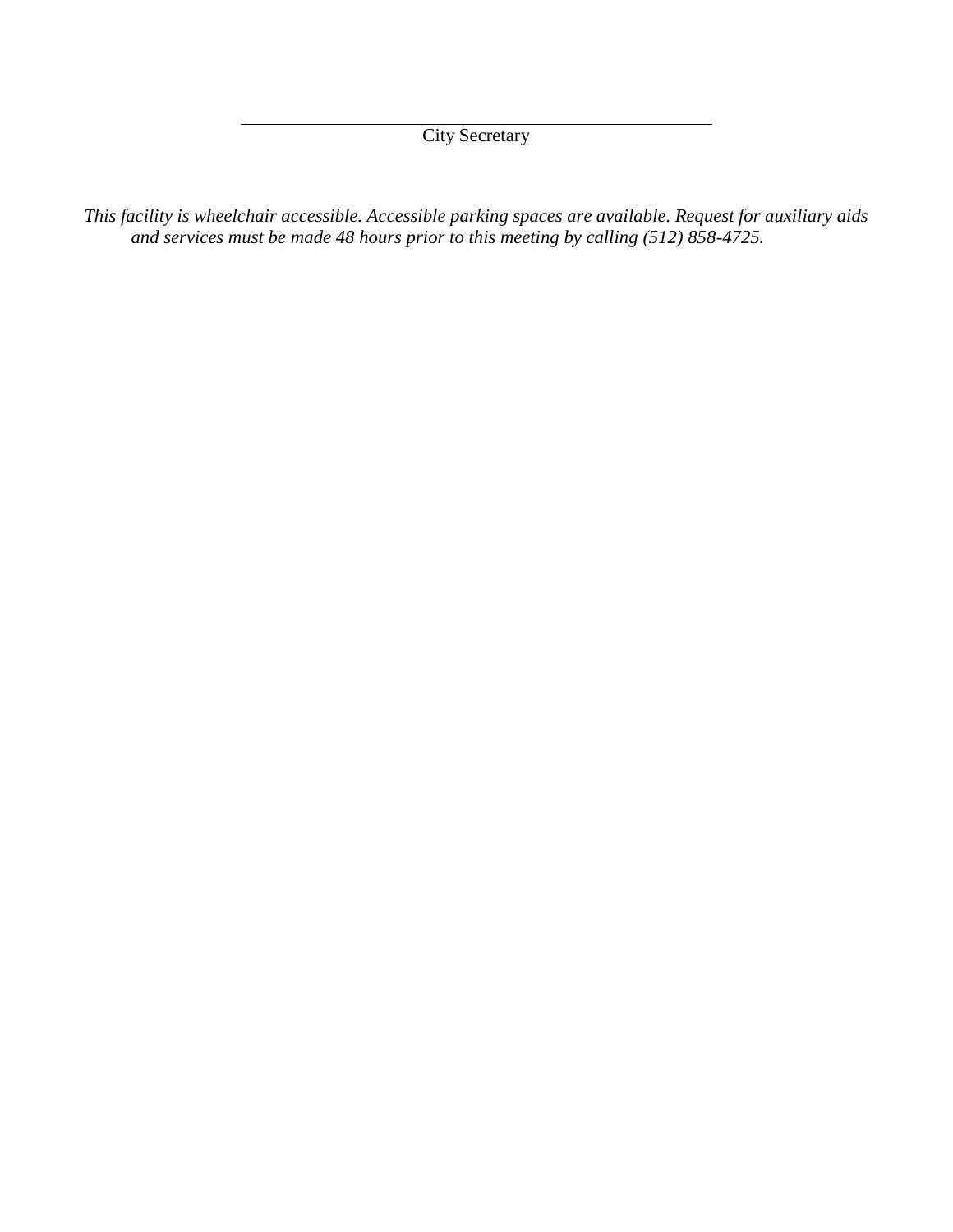\_\_\_\_\_\_\_\_\_\_\_\_\_\_\_\_\_\_\_\_\_\_\_\_\_\_\_\_\_\_\_\_\_\_\_\_\_\_\_\_

City Secretary

*This facility is wheelchair accessible. Accessible parking spaces are available. Request for auxiliary aids and services must be made 48 hours prior to this meeting by calling (512) 858-4725.*